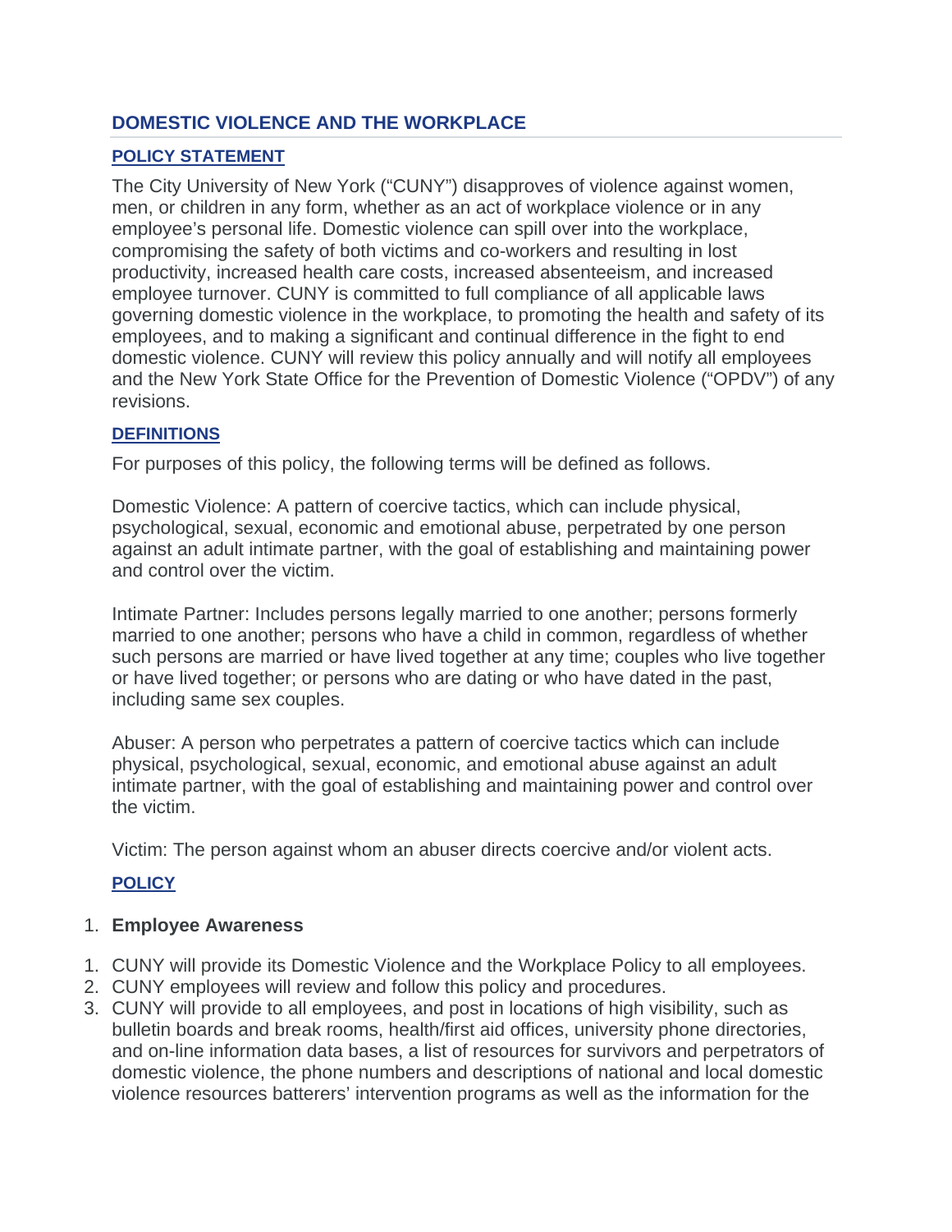## DOMESTIC VIOLENCE AND THE WORKPLACE

### POLICY STATEMENT

The City University of New York ("CUNY") disapproves of violence against women, men, or children in any form, whether as an act of workplace violence or in any employee's personal life. Domestic violence can spill over into the workplace, compromising the safety of both victims and co-workers and resulting in lost productivity, increased health care costs, increased absenteeism, and increased employee turnover. CUNY is committed to full compliance of all applicable laws governing domestic violence in the workplace, to promoting the health and safety of its employees, and to making a significant and continual difference in the fight to end domestic violence. CUNY will review this policy annually and will notify all employees and the New York State Office for the Prevention of Domestic Violence ("OPDV") of any revisions.

### DEFINITIONS

For purposes of this policy, the following terms will be defined as follows.

Domestic Violence: A pattern of coercive tactics, which can include physical, psychological, sexual, economic and emotional abuse, perpetrated by one person against an adult intimate partner, with the goal of establishing and maintaining power and control over the victim.

Intimate Partner: Includes persons legally married to one another; persons formerly married to one another; persons who have a child in common, regardless of whether such persons are married or have lived together at any time; couples who live together or have lived together; or persons who are dating or who have dated in the past, including same sex couples.

Abuser: A person who perpetrates a pattern of coercive tactics which can include physical, psychological, sexual, economic, and emotional abuse against an adult intimate partner, with the goal of establishing and maintaining power and control over the victim.

Victim: The person against whom an abuser directs coercive and/or violent acts.

### POLICY

1. **Employee Awareness**

1. CUNY will provide its Domestic Violence and the Workplace Policy to all employees.
2. CUNY employees will review and follow this policy and procedures.
3. CUNY will provide to all employees, and post in locations of high visibility, such as bulletin boards and break rooms, health/first aid offices, university phone directories, and on-line information data bases, a list of resources for survivors and perpetrators of domestic violence, the phone numbers and descriptions of national and local domestic violence resources batterers' intervention programs as well as the information for the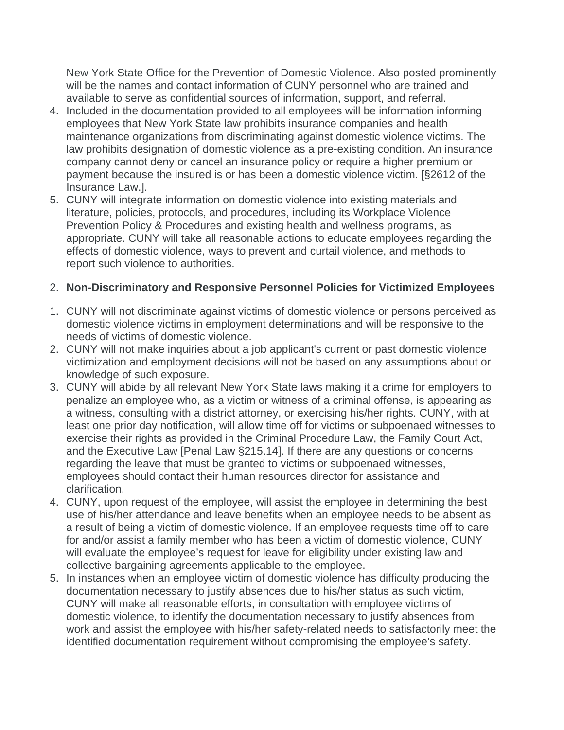New York State Office for the Prevention of Domestic Violence. Also posted prominently will be the names and contact information of CUNY personnel who are trained and available to serve as confidential sources of information, support, and referral.

4. Included in the documentation provided to all employees will be information informing employees that New York State law prohibits insurance companies and health maintenance organizations from discriminating against domestic violence victims. The law prohibits designation of domestic violence as a pre-existing condition. An insurance company cannot deny or cancel an insurance policy or require a higher premium or payment because the insured is or has been a domestic violence victim. [§2612 of the Insurance Law.].
5. CUNY will integrate information on domestic violence into existing materials and literature, policies, protocols, and procedures, including its Workplace Violence Prevention Policy & Procedures and existing health and wellness programs, as appropriate. CUNY will take all reasonable actions to educate employees regarding the effects of domestic violence, ways to prevent and curtail violence, and methods to report such violence to authorities.

2. **Non-Discriminatory and Responsive Personnel Policies for Victimized Employees**

1. CUNY will not discriminate against victims of domestic violence or persons perceived as domestic violence victims in employment determinations and will be responsive to the needs of victims of domestic violence.
2. CUNY will not make inquiries about a job applicant's current or past domestic violence victimization and employment decisions will not be based on any assumptions about or knowledge of such exposure.
3. CUNY will abide by all relevant New York State laws making it a crime for employers to penalize an employee who, as a victim or witness of a criminal offense, is appearing as a witness, consulting with a district attorney, or exercising his/her rights. CUNY, with at least one prior day notification, will allow time off for victims or subpoenaed witnesses to exercise their rights as provided in the Criminal Procedure Law, the Family Court Act, and the Executive Law [Penal Law §215.14]. If there are any questions or concerns regarding the leave that must be granted to victims or subpoenaed witnesses, employees should contact their human resources director for assistance and clarification.
4. CUNY, upon request of the employee, will assist the employee in determining the best use of his/her attendance and leave benefits when an employee needs to be absent as a result of being a victim of domestic violence. If an employee requests time off to care for and/or assist a family member who has been a victim of domestic violence, CUNY will evaluate the employee's request for leave for eligibility under existing law and collective bargaining agreements applicable to the employee.
5. In instances when an employee victim of domestic violence has difficulty producing the documentation necessary to justify absences due to his/her status as such victim, CUNY will make all reasonable efforts, in consultation with employee victims of domestic violence, to identify the documentation necessary to justify absences from work and assist the employee with his/her safety-related needs to satisfactorily meet the identified documentation requirement without compromising the employee's safety.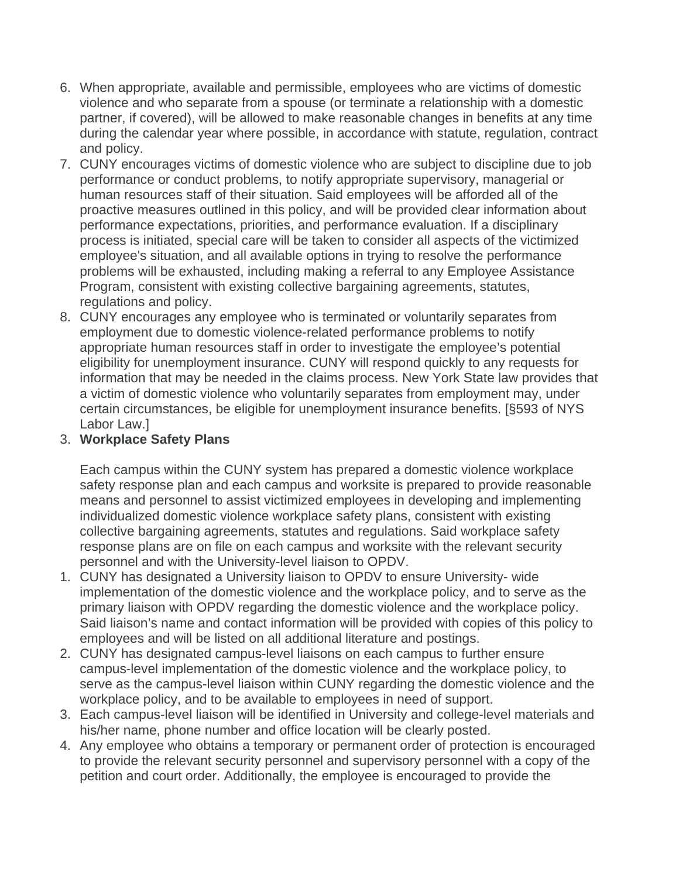6. When appropriate, available and permissible, employees who are victims of domestic violence and who separate from a spouse (or terminate a relationship with a domestic partner, if covered), will be allowed to make reasonable changes in benefits at any time during the calendar year where possible, in accordance with statute, regulation, contract and policy.
7. CUNY encourages victims of domestic violence who are subject to discipline due to job performance or conduct problems, to notify appropriate supervisory, managerial or human resources staff of their situation. Said employees will be afforded all of the proactive measures outlined in this policy, and will be provided clear information about performance expectations, priorities, and performance evaluation. If a disciplinary process is initiated, special care will be taken to consider all aspects of the victimized employee's situation, and all available options in trying to resolve the performance problems will be exhausted, including making a referral to any Employee Assistance Program, consistent with existing collective bargaining agreements, statutes, regulations and policy.
8. CUNY encourages any employee who is terminated or voluntarily separates from employment due to domestic violence-related performance problems to notify appropriate human resources staff in order to investigate the employee's potential eligibility for unemployment insurance. CUNY will respond quickly to any requests for information that may be needed in the claims process. New York State law provides that a victim of domestic violence who voluntarily separates from employment may, under certain circumstances, be eligible for unemployment insurance benefits. [§593 of NYS Labor Law.]

3. **Workplace Safety Plans**

   Each campus within the CUNY system has prepared a domestic violence workplace safety response plan and each campus and worksite is prepared to provide reasonable means and personnel to assist victimized employees in developing and implementing individualized domestic violence workplace safety plans, consistent with existing collective bargaining agreements, statutes and regulations. Said workplace safety response plans are on file on each campus and worksite with the relevant security personnel and with the University-level liaison to OPDV.

1. CUNY has designated a University liaison to OPDV to ensure University- wide implementation of the domestic violence and the workplace policy, and to serve as the primary liaison with OPDV regarding the domestic violence and the workplace policy. Said liaison's name and contact information will be provided with copies of this policy to employees and will be listed on all additional literature and postings.
2. CUNY has designated campus-level liaisons on each campus to further ensure campus-level implementation of the domestic violence and the workplace policy, to serve as the campus-level liaison within CUNY regarding the domestic violence and the workplace policy, and to be available to employees in need of support.
3. Each campus-level liaison will be identified in University and college-level materials and his/her name, phone number and office location will be clearly posted.
4. Any employee who obtains a temporary or permanent order of protection is encouraged to provide the relevant security personnel and supervisory personnel with a copy of the petition and court order. Additionally, the employee is encouraged to provide the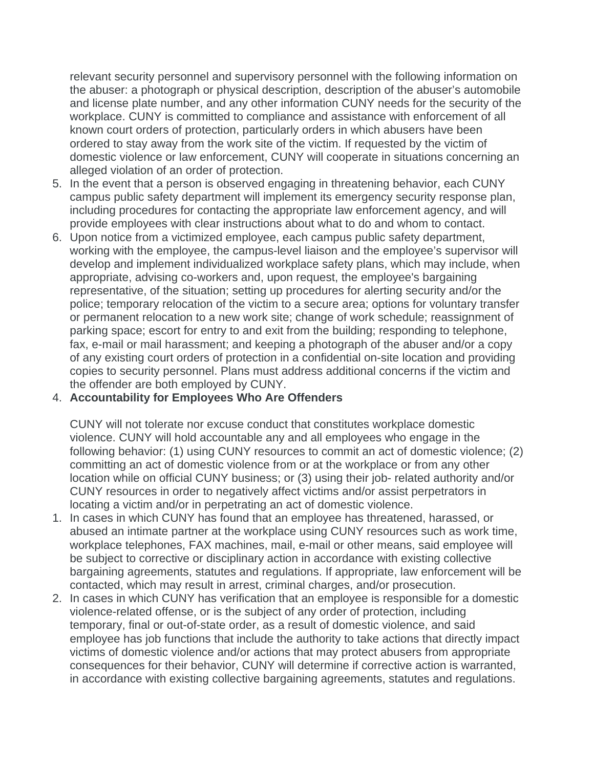relevant security personnel and supervisory personnel with the following information on the abuser: a photograph or physical description, description of the abuser's automobile and license plate number, and any other information CUNY needs for the security of the workplace. CUNY is committed to compliance and assistance with enforcement of all known court orders of protection, particularly orders in which abusers have been ordered to stay away from the work site of the victim. If requested by the victim of domestic violence or law enforcement, CUNY will cooperate in situations concerning an alleged violation of an order of protection.

5. In the event that a person is observed engaging in threatening behavior, each CUNY campus public safety department will implement its emergency security response plan, including procedures for contacting the appropriate law enforcement agency, and will provide employees with clear instructions about what to do and whom to contact.
6. Upon notice from a victimized employee, each campus public safety department, working with the employee, the campus-level liaison and the employee's supervisor will develop and implement individualized workplace safety plans, which may include, when appropriate, advising co-workers and, upon request, the employee's bargaining representative, of the situation; setting up procedures for alerting security and/or the police; temporary relocation of the victim to a secure area; options for voluntary transfer or permanent relocation to a new work site; change of work schedule; reassignment of parking space; escort for entry to and exit from the building; responding to telephone, fax, e-mail or mail harassment; and keeping a photograph of the abuser and/or a copy of any existing court orders of protection in a confidential on-site location and providing copies to security personnel. Plans must address additional concerns if the victim and the offender are both employed by CUNY.

4. **Accountability for Employees Who Are Offenders**

   CUNY will not tolerate nor excuse conduct that constitutes workplace domestic violence. CUNY will hold accountable any and all employees who engage in the following behavior: (1) using CUNY resources to commit an act of domestic violence; (2) committing an act of domestic violence from or at the workplace or from any other location while on official CUNY business; or (3) using their job- related authority and/or CUNY resources in order to negatively affect victims and/or assist perpetrators in locating a victim and/or in perpetrating an act of domestic violence.

1. In cases in which CUNY has found that an employee has threatened, harassed, or abused an intimate partner at the workplace using CUNY resources such as work time, workplace telephones, FAX machines, mail, e-mail or other means, said employee will be subject to corrective or disciplinary action in accordance with existing collective bargaining agreements, statutes and regulations. If appropriate, law enforcement will be contacted, which may result in arrest, criminal charges, and/or prosecution.
2. In cases in which CUNY has verification that an employee is responsible for a domestic violence-related offense, or is the subject of any order of protection, including temporary, final or out-of-state order, as a result of domestic violence, and said employee has job functions that include the authority to take actions that directly impact victims of domestic violence and/or actions that may protect abusers from appropriate consequences for their behavior, CUNY will determine if corrective action is warranted, in accordance with existing collective bargaining agreements, statutes and regulations.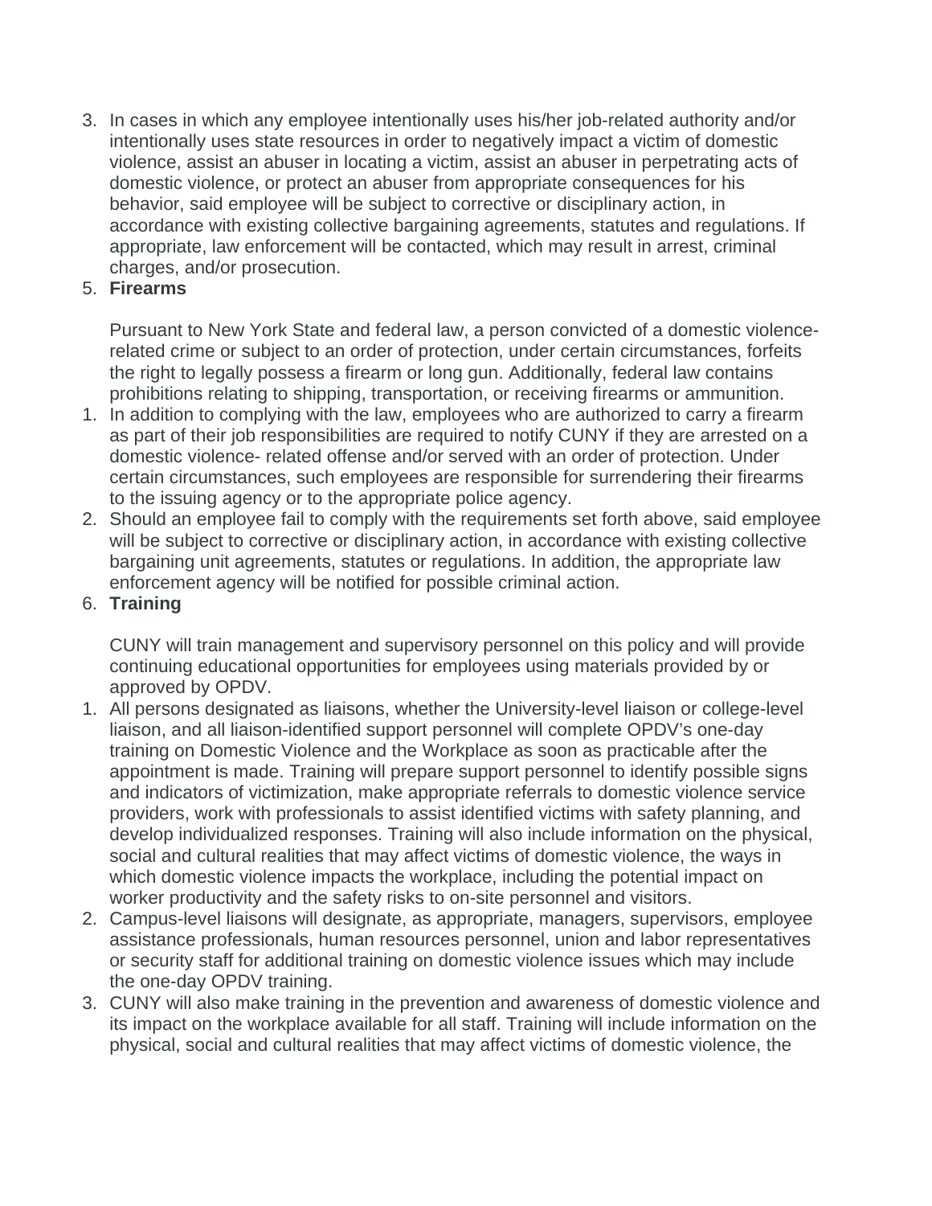3. In cases in which any employee intentionally uses his/her job-related authority and/or intentionally uses state resources in order to negatively impact a victim of domestic violence, assist an abuser in locating a victim, assist an abuser in perpetrating acts of domestic violence, or protect an abuser from appropriate consequences for his behavior, said employee will be subject to corrective or disciplinary action, in accordance with existing collective bargaining agreements, statutes and regulations. If appropriate, law enforcement will be contacted, which may result in arrest, criminal charges, and/or prosecution.

5. **Firearms**

   Pursuant to New York State and federal law, a person convicted of a domestic violence-related crime or subject to an order of protection, under certain circumstances, forfeits the right to legally possess a firearm or long gun. Additionally, federal law contains prohibitions relating to shipping, transportation, or receiving firearms or ammunition.

1. In addition to complying with the law, employees who are authorized to carry a firearm as part of their job responsibilities are required to notify CUNY if they are arrested on a domestic violence- related offense and/or served with an order of protection. Under certain circumstances, such employees are responsible for surrendering their firearms to the issuing agency or to the appropriate police agency.
2. Should an employee fail to comply with the requirements set forth above, said employee will be subject to corrective or disciplinary action, in accordance with existing collective bargaining unit agreements, statutes or regulations. In addition, the appropriate law enforcement agency will be notified for possible criminal action.

6. **Training**

   CUNY will train management and supervisory personnel on this policy and will provide continuing educational opportunities for employees using materials provided by or approved by OPDV.

1. All persons designated as liaisons, whether the University-level liaison or college-level liaison, and all liaison-identified support personnel will complete OPDV's one-day training on Domestic Violence and the Workplace as soon as practicable after the appointment is made. Training will prepare support personnel to identify possible signs and indicators of victimization, make appropriate referrals to domestic violence service providers, work with professionals to assist identified victims with safety planning, and develop individualized responses. Training will also include information on the physical, social and cultural realities that may affect victims of domestic violence, the ways in which domestic violence impacts the workplace, including the potential impact on worker productivity and the safety risks to on-site personnel and visitors.
2. Campus-level liaisons will designate, as appropriate, managers, supervisors, employee assistance professionals, human resources personnel, union and labor representatives or security staff for additional training on domestic violence issues which may include the one-day OPDV training.
3. CUNY will also make training in the prevention and awareness of domestic violence and its impact on the workplace available for all staff. Training will include information on the physical, social and cultural realities that may affect victims of domestic violence, the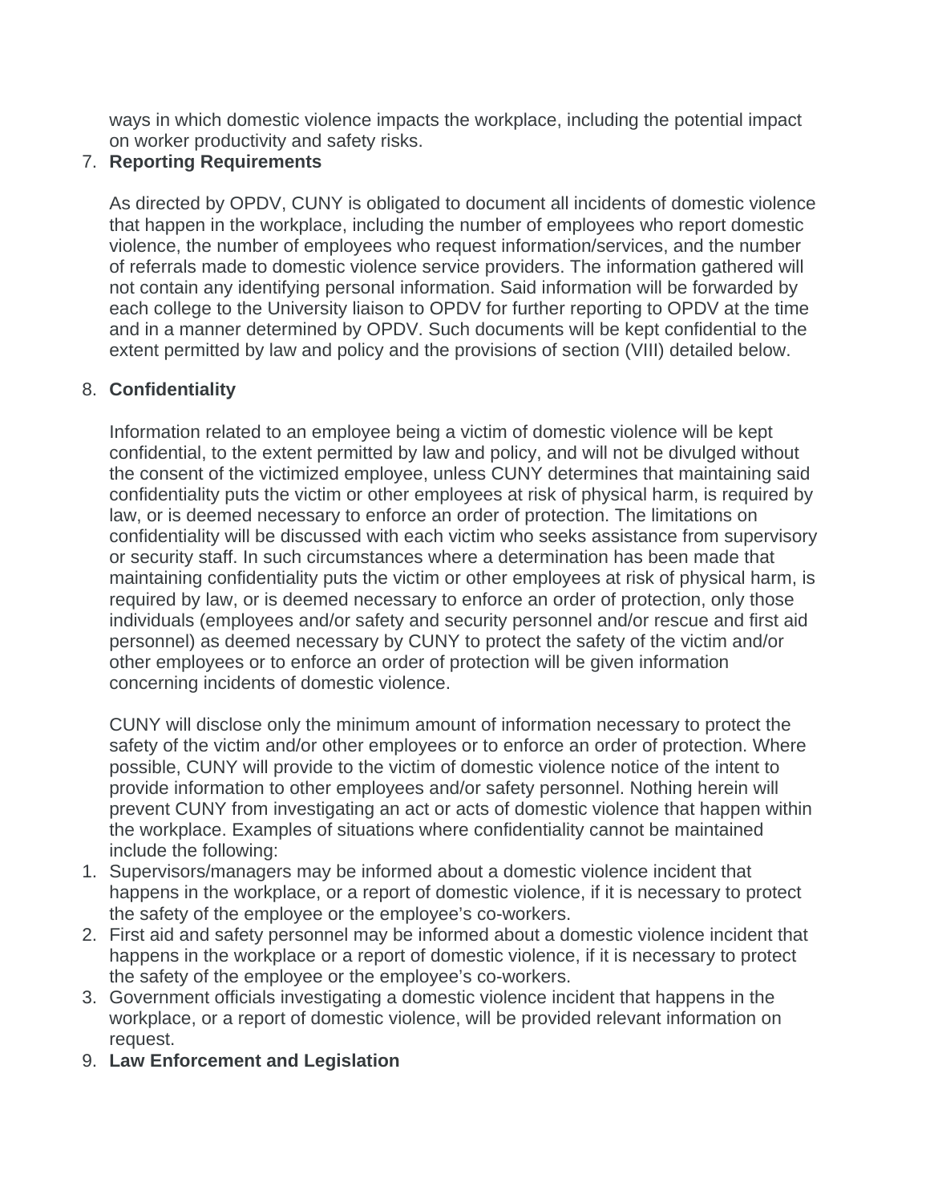ways in which domestic violence impacts the workplace, including the potential impact on worker productivity and safety risks.

7. **Reporting Requirements**

   As directed by OPDV, CUNY is obligated to document all incidents of domestic violence that happen in the workplace, including the number of employees who report domestic violence, the number of employees who request information/services, and the number of referrals made to domestic violence service providers. The information gathered will not contain any identifying personal information. Said information will be forwarded by each college to the University liaison to OPDV for further reporting to OPDV at the time and in a manner determined by OPDV. Such documents will be kept confidential to the extent permitted by law and policy and the provisions of section (VIII) detailed below.

8. **Confidentiality**

   Information related to an employee being a victim of domestic violence will be kept confidential, to the extent permitted by law and policy, and will not be divulged without the consent of the victimized employee, unless CUNY determines that maintaining said confidentiality puts the victim or other employees at risk of physical harm, is required by law, or is deemed necessary to enforce an order of protection. The limitations on confidentiality will be discussed with each victim who seeks assistance from supervisory or security staff. In such circumstances where a determination has been made that maintaining confidentiality puts the victim or other employees at risk of physical harm, is required by law, or is deemed necessary to enforce an order of protection, only those individuals (employees and/or safety and security personnel and/or rescue and first aid personnel) as deemed necessary by CUNY to protect the safety of the victim and/or other employees or to enforce an order of protection will be given information concerning incidents of domestic violence.

   CUNY will disclose only the minimum amount of information necessary to protect the safety of the victim and/or other employees or to enforce an order of protection. Where possible, CUNY will provide to the victim of domestic violence notice of the intent to provide information to other employees and/or safety personnel. Nothing herein will prevent CUNY from investigating an act or acts of domestic violence that happen within the workplace. Examples of situations where confidentiality cannot be maintained include the following:

   1. Supervisors/managers may be informed about a domestic violence incident that happens in the workplace, or a report of domestic violence, if it is necessary to protect the safety of the employee or the employee's co-workers.
   2. First aid and safety personnel may be informed about a domestic violence incident that happens in the workplace or a report of domestic violence, if it is necessary to protect the safety of the employee or the employee's co-workers.
   3. Government officials investigating a domestic violence incident that happens in the workplace, or a report of domestic violence, will be provided relevant information on request.

9. **Law Enforcement and Legislation**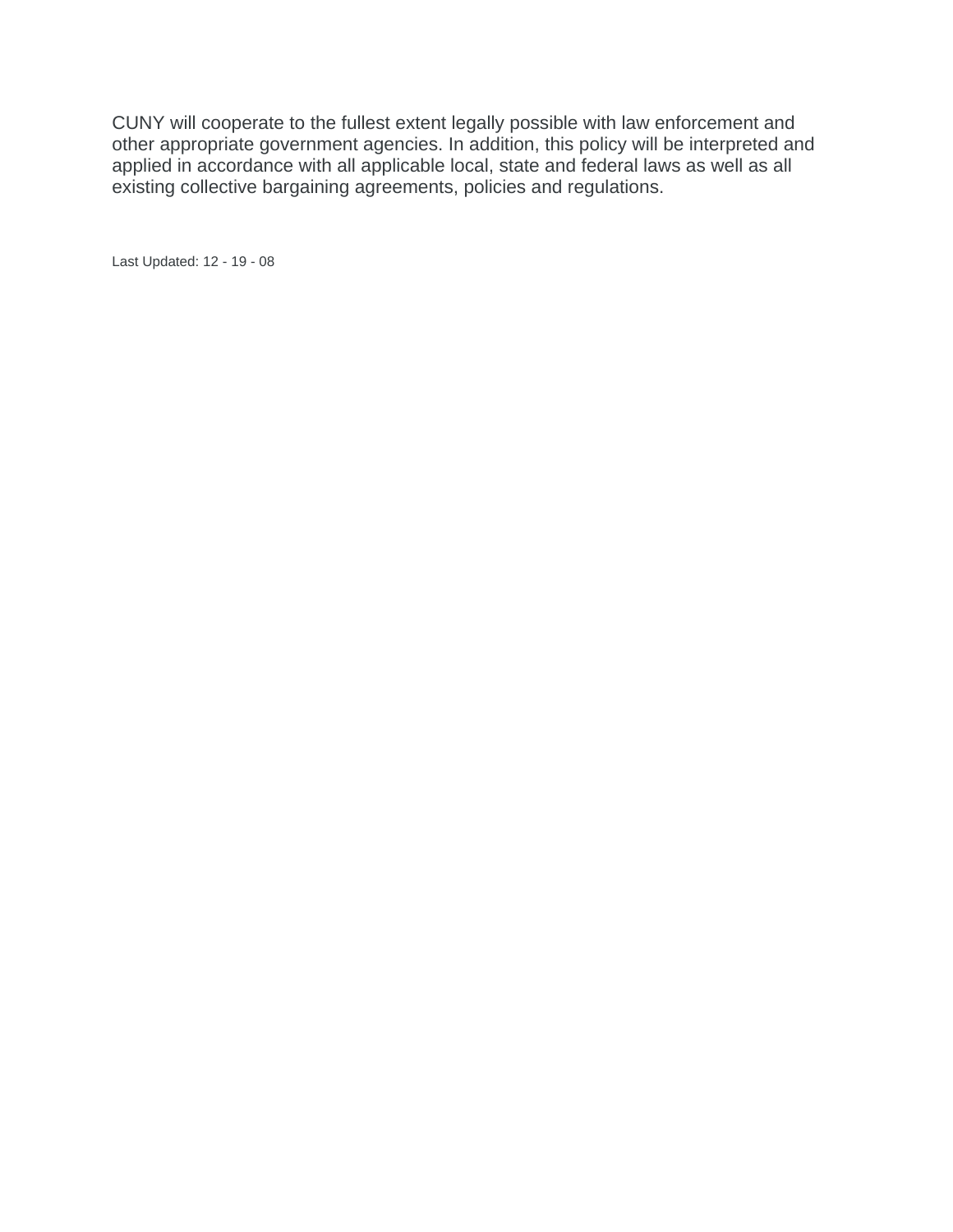CUNY will cooperate to the fullest extent legally possible with law enforcement and other appropriate government agencies. In addition, this policy will be interpreted and applied in accordance with all applicable local, state and federal laws as well as all existing collective bargaining agreements, policies and regulations.

Last Updated: 12 - 19 - 08